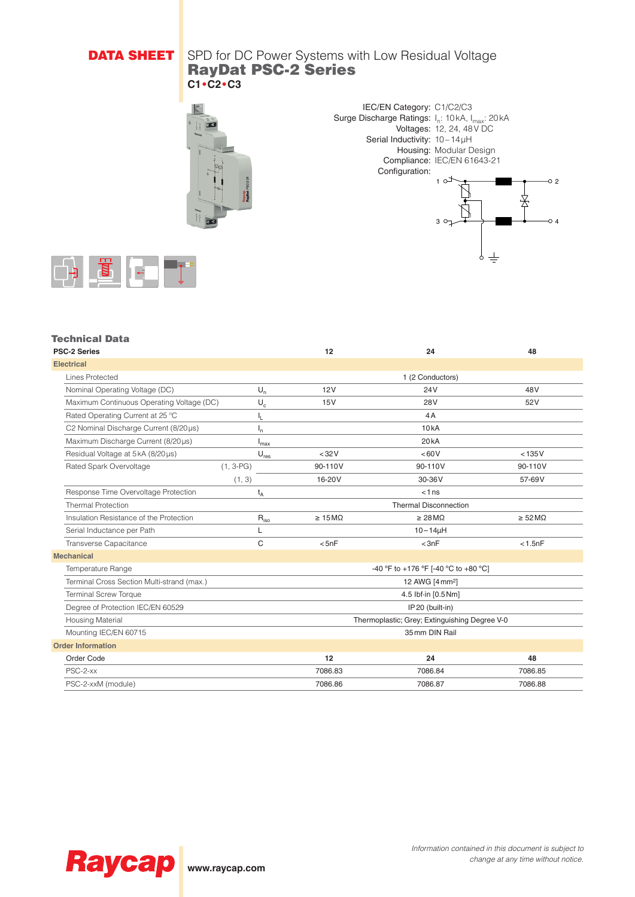**DATA SHEET** SPD for DC Power Systems with Low Residual Voltage

# RayDat PSC-2 Series

**C1•C2•C3**

IEC/EN Category: C1/C2/C3
Surge Discharge Ratings: $I_n$: 10 kA, $I_{max}$: 20 kA
Voltages: 12, 24, 48 V DC
Serial Inductivity: 10 – 14 µH
Housing: Modular Design
Compliance: IEC/EN 61643-21
Configuration:

## Technical Data

| PSC-2 Series | | | 12 | 24 | 48 |
|---|---|---|---|---|---|
| **Electrical** | | | | | |
| Lines Protected | | | | 1 (2 Conductors) | |
| Nominal Operating Voltage (DC) | | $U_n$ | 12 V | 24 V | 48 V |
| Maximum Continuous Operating Voltage (DC) | | $U_c$ | 15 V | 28 V | 52 V |
| Rated Operating Current at 25 °C | | $I_L$ | | 4 A | |
| C2 Nominal Discharge Current (8/20 µs) | | $I_n$ | | 10 kA | |
| Maximum Discharge Current (8/20 µs) | | $I_{max}$ | | 20 kA | |
| Residual Voltage at 5 kA (8/20 µs) | | $U_{res}$ | < 32 V | < 60 V | < 135 V |
| Rated Spark Overvoltage | (1, 3-PG) | | 90-110 V | 90-110 V | 90-110 V |
| | (1, 3) | | 16-20 V | 30-36 V | 57-69 V |
| Response Time Overvoltage Protection | | $t_A$ | | < 1 ns | |
| Thermal Protection | | | | Thermal Disconnection | |
| Insulation Resistance of the Protection | | $R_{iso}$ | ≥ 15 MΩ | ≥ 28 MΩ | ≥ 52 MΩ |
| Serial Inductance per Path | | L | | 10 – 14 µH | |
| Transverse Capacitance | | C | < 5 nF | < 3 nF | < 1.5 nF |
| **Mechanical** | | | | | |
| Temperature Range | | | | -40 °F to +176 °F [-40 °C to +80 °C] | |
| Terminal Cross Section Multi-strand (max.) | | | | 12 AWG [4 mm²] | |
| Terminal Screw Torque | | | | 4.5 lbf·in [0.5 Nm] | |
| Degree of Protection IEC/EN 60529 | | | | IP 20 (built-in) | |
| Housing Material | | | | Thermoplastic; Grey; Extinguishing Degree V-0 | |
| Mounting IEC/EN 60715 | | | | 35 mm DIN Rail | |
| **Order Information** | | | | | |
| Order Code | | | **12** | **24** | **48** |
| PSC-2-xx | | | 7086.83 | 7086.84 | 7086.85 |
| PSC-2-xxM (module) | | | 7086.86 | 7086.87 | 7086.88 |

**Raycap** www.raycap.com

*Information contained in this document is subject to change at any time without notice.*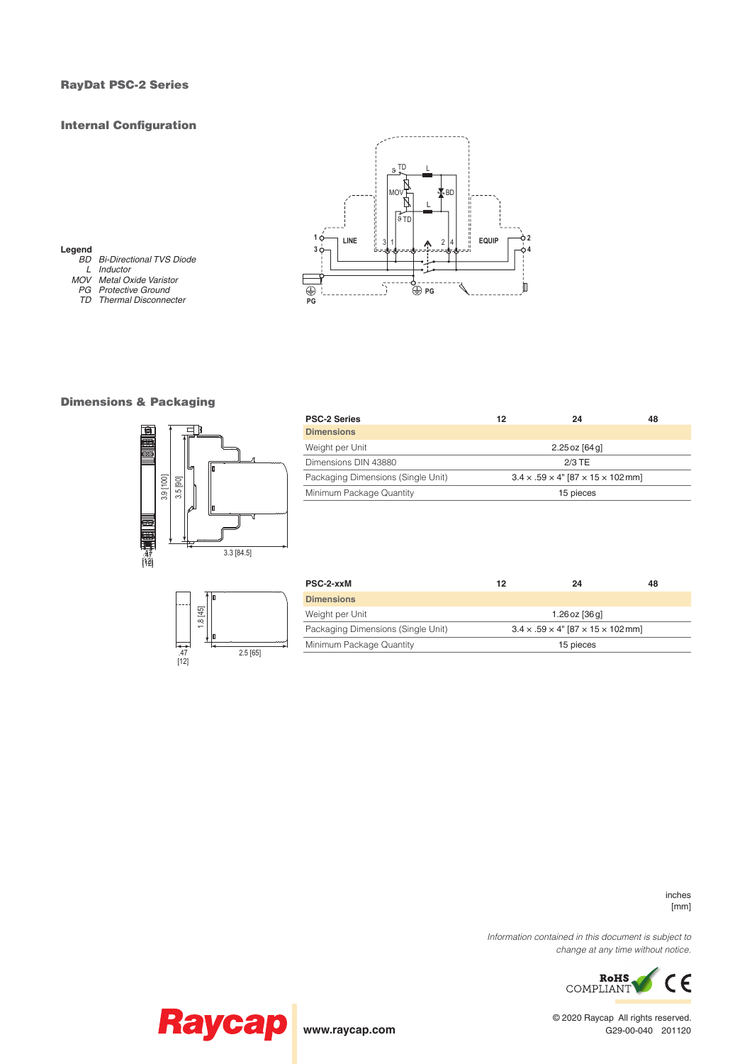## RayDat PSC-2 Series

### Internal Configuration

**Legend**

- BD *Bi-Directional TVS Diode*
- L *Inductor*
- MOV *Metal Oxide Varistor*
- PG *Protective Ground*
- TD *Thermal Disconnecter*

TD
L
MOV
BD
L
TD
1
3
LINE
3 1
2 4
EQUIP
2
4
PG
PG

### Dimensions & Packaging

3.9 [100]
3.5 [90]
.47
[12]
3.3 [84.5]

| PSC-2 Series | 12 | 24 | 48 |
|---|---|---|---|
| **Dimensions** | | | |
| Weight per Unit | | 2.25 oz [64 g] | |
| Dimensions DIN 43880 | | 2/3 TE | |
| Packaging Dimensions (Single Unit) | | 3.4 × .59 × 4" [87 × 15 × 102 mm] | |
| Minimum Package Quantity | | 15 pieces | |

1.8 [45]
.47
[12]
2.5 [65]

| PSC-2-xxM | 12 | 24 | 48 |
|---|---|---|---|
| **Dimensions** | | | |
| Weight per Unit | | 1.26 oz [36 g] | |
| Packaging Dimensions (Single Unit) | | 3.4 × .59 × 4" [87 × 15 × 102 mm] | |
| Minimum Package Quantity | | 15 pieces | |

inches
[mm]

*Information contained in this document is subject to change at any time without notice.*

RoHS COMPLIANT CE

Raycap www.raycap.com

© 2020 Raycap All rights reserved.
G29-00-040 201120